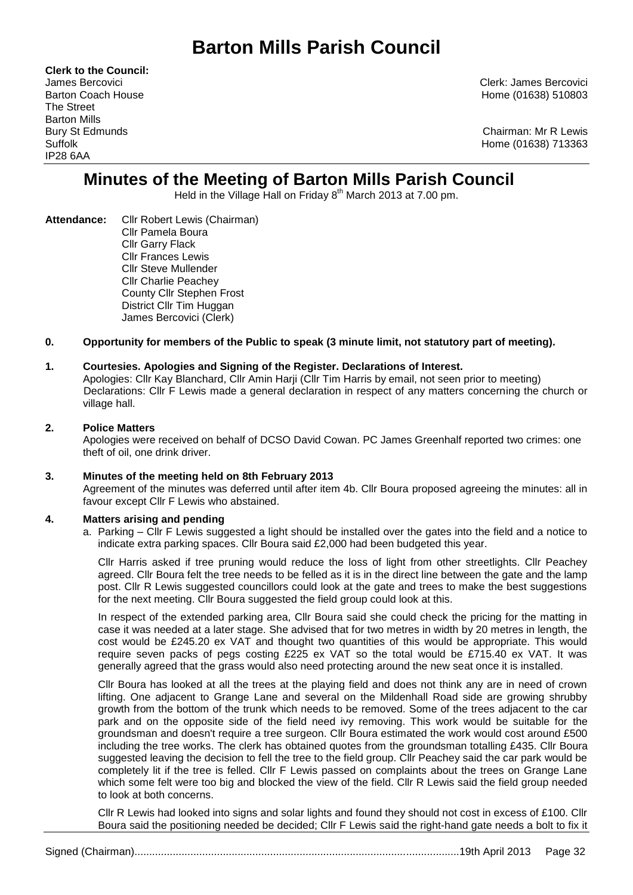# Barton Mills Parish Council

**Clerk to the Council:**
James Bercovici
Barton Coach House
The Street
Barton Mills
Bury St Edmunds
Suffolk
IP28 6AA

Clerk: James Bercovici
Home (01638) 510803

Chairman: Mr R Lewis
Home (01638) 713363

## Minutes of the Meeting of Barton Mills Parish Council

Held in the Village Hall on Friday 8th March 2013 at 7.00 pm.

**Attendance:** Cllr Robert Lewis (Chairman)
Cllr Pamela Boura
Cllr Garry Flack
Cllr Frances Lewis
Cllr Steve Mullender
Cllr Charlie Peachey
County Cllr Stephen Frost
District Cllr Tim Huggan
James Bercovici (Clerk)

**0. Opportunity for members of the Public to speak (3 minute limit, not statutory part of meeting).**

**1. Courtesies. Apologies and Signing of the Register. Declarations of Interest.**

Apologies: Cllr Kay Blanchard, Cllr Amin Harji (Cllr Tim Harris by email, not seen prior to meeting)
Declarations: Cllr F Lewis made a general declaration in respect of any matters concerning the church or village hall.

**2. Police Matters**

Apologies were received on behalf of DCSO David Cowan. PC James Greenhalf reported two crimes: one theft of oil, one drink driver.

**3. Minutes of the meeting held on 8th February 2013**

Agreement of the minutes was deferred until after item 4b. Cllr Boura proposed agreeing the minutes: all in favour except Cllr F Lewis who abstained.

**4. Matters arising and pending**

a. Parking – Cllr F Lewis suggested a light should be installed over the gates into the field and a notice to indicate extra parking spaces. Cllr Boura said £2,000 had been budgeted this year.

Cllr Harris asked if tree pruning would reduce the loss of light from other streetlights. Cllr Peachey agreed. Cllr Boura felt the tree needs to be felled as it is in the direct line between the gate and the lamp post. Cllr R Lewis suggested councillors could look at the gate and trees to make the best suggestions for the next meeting. Cllr Boura suggested the field group could look at this.

In respect of the extended parking area, Cllr Boura said she could check the pricing for the matting in case it was needed at a later stage. She advised that for two metres in width by 20 metres in length, the cost would be £245.20 ex VAT and thought two quantities of this would be appropriate. This would require seven packs of pegs costing £225 ex VAT so the total would be £715.40 ex VAT. It was generally agreed that the grass would also need protecting around the new seat once it is installed.

Cllr Boura has looked at all the trees at the playing field and does not think any are in need of crown lifting. One adjacent to Grange Lane and several on the Mildenhall Road side are growing shrubby growth from the bottom of the trunk which needs to be removed. Some of the trees adjacent to the car park and on the opposite side of the field need ivy removing. This work would be suitable for the groundsman and doesn't require a tree surgeon. Cllr Boura estimated the work would cost around £500 including the tree works. The clerk has obtained quotes from the groundsman totalling £435. Cllr Boura suggested leaving the decision to fell the tree to the field group. Cllr Peachey said the car park would be completely lit if the tree is felled. Cllr F Lewis passed on complaints about the trees on Grange Lane which some felt were too big and blocked the view of the field. Cllr R Lewis said the field group needed to look at both concerns.

Cllr R Lewis had looked into signs and solar lights and found they should not cost in excess of £100. Cllr Boura said the positioning needed be decided; Cllr F Lewis said the right-hand gate needs a bolt to fix it

Signed (Chairman)............................................................................................................19th April 2013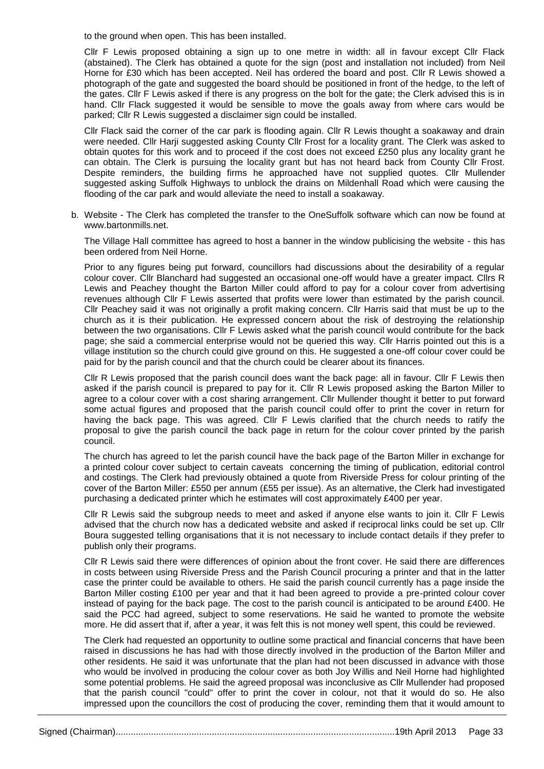to the ground when open. This has been installed.

Cllr F Lewis proposed obtaining a sign up to one metre in width: all in favour except Cllr Flack (abstained). The Clerk has obtained a quote for the sign (post and installation not included) from Neil Horne for £30 which has been accepted. Neil has ordered the board and post. Cllr R Lewis showed a photograph of the gate and suggested the board should be positioned in front of the hedge, to the left of the gates. Cllr F Lewis asked if there is any progress on the bolt for the gate; the Clerk advised this is in hand. Cllr Flack suggested it would be sensible to move the goals away from where cars would be parked; Cllr R Lewis suggested a disclaimer sign could be installed.

Cllr Flack said the corner of the car park is flooding again. Cllr R Lewis thought a soakaway and drain were needed. Cllr Harji suggested asking County Cllr Frost for a locality grant. The Clerk was asked to obtain quotes for this work and to proceed if the cost does not exceed £250 plus any locality grant he can obtain. The Clerk is pursuing the locality grant but has not heard back from County Cllr Frost. Despite reminders, the building firms he approached have not supplied quotes. Cllr Mullender suggested asking Suffolk Highways to unblock the drains on Mildenhall Road which were causing the flooding of the car park and would alleviate the need to install a soakaway.

b. Website - The Clerk has completed the transfer to the OneSuffolk software which can now be found at www.bartonmills.net.

The Village Hall committee has agreed to host a banner in the window publicising the website - this has been ordered from Neil Horne.

Prior to any figures being put forward, councillors had discussions about the desirability of a regular colour cover. Cllr Blanchard had suggested an occasional one-off would have a greater impact. Cllrs R Lewis and Peachey thought the Barton Miller could afford to pay for a colour cover from advertising revenues although Cllr F Lewis asserted that profits were lower than estimated by the parish council. Cllr Peachey said it was not originally a profit making concern. Cllr Harris said that must be up to the church as it is their publication. He expressed concern about the risk of destroying the relationship between the two organisations. Cllr F Lewis asked what the parish council would contribute for the back page; she said a commercial enterprise would not be queried this way. Cllr Harris pointed out this is a village institution so the church could give ground on this. He suggested a one-off colour cover could be paid for by the parish council and that the church could be clearer about its finances.

Cllr R Lewis proposed that the parish council does want the back page: all in favour. Cllr F Lewis then asked if the parish council is prepared to pay for it. Cllr R Lewis proposed asking the Barton Miller to agree to a colour cover with a cost sharing arrangement. Cllr Mullender thought it better to put forward some actual figures and proposed that the parish council could offer to print the cover in return for having the back page. This was agreed. Cllr F Lewis clarified that the church needs to ratify the proposal to give the parish council the back page in return for the colour cover printed by the parish council.

The church has agreed to let the parish council have the back page of the Barton Miller in exchange for a printed colour cover subject to certain caveats concerning the timing of publication, editorial control and costings. The Clerk had previously obtained a quote from Riverside Press for colour printing of the cover of the Barton Miller: £550 per annum (£55 per issue). As an alternative, the Clerk had investigated purchasing a dedicated printer which he estimates will cost approximately £400 per year.

Cllr R Lewis said the subgroup needs to meet and asked if anyone else wants to join it. Cllr F Lewis advised that the church now has a dedicated website and asked if reciprocal links could be set up. Cllr Boura suggested telling organisations that it is not necessary to include contact details if they prefer to publish only their programs.

Cllr R Lewis said there were differences of opinion about the front cover. He said there are differences in costs between using Riverside Press and the Parish Council procuring a printer and that in the latter case the printer could be available to others. He said the parish council currently has a page inside the Barton Miller costing £100 per year and that it had been agreed to provide a pre-printed colour cover instead of paying for the back page. The cost to the parish council is anticipated to be around £400. He said the PCC had agreed, subject to some reservations. He said he wanted to promote the website more. He did assert that if, after a year, it was felt this is not money well spent, this could be reviewed.

The Clerk had requested an opportunity to outline some practical and financial concerns that have been raised in discussions he has had with those directly involved in the production of the Barton Miller and other residents. He said it was unfortunate that the plan had not been discussed in advance with those who would be involved in producing the colour cover as both Joy Willis and Neil Horne had highlighted some potential problems. He said the agreed proposal was inconclusive as Cllr Mullender had proposed that the parish council "could" offer to print the cover in colour, not that it would do so. He also impressed upon the councillors the cost of producing the cover, reminding them that it would amount to

Signed (Chairman)...........................................................................................................19th April 2013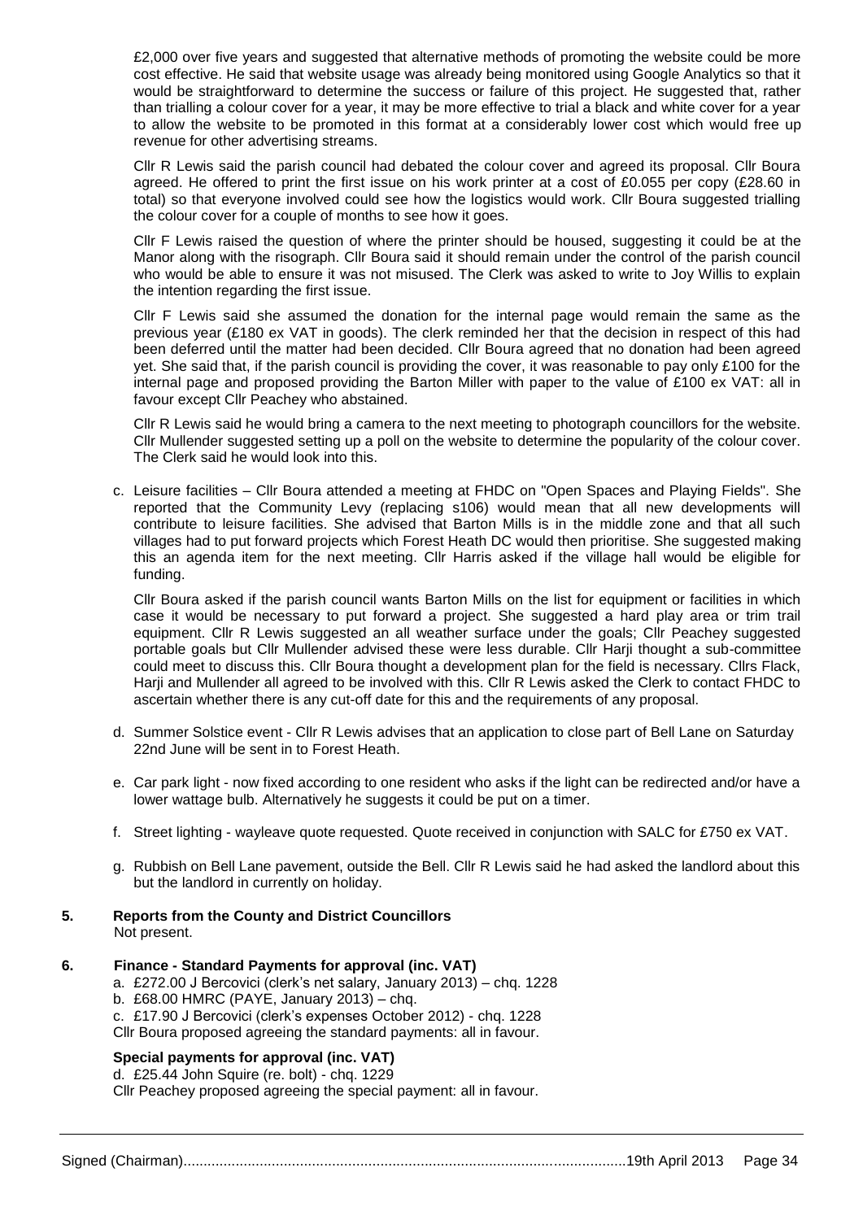£2,000 over five years and suggested that alternative methods of promoting the website could be more cost effective. He said that website usage was already being monitored using Google Analytics so that it would be straightforward to determine the success or failure of this project. He suggested that, rather than trialling a colour cover for a year, it may be more effective to trial a black and white cover for a year to allow the website to be promoted in this format at a considerably lower cost which would free up revenue for other advertising streams.

Cllr R Lewis said the parish council had debated the colour cover and agreed its proposal. Cllr Boura agreed. He offered to print the first issue on his work printer at a cost of £0.055 per copy (£28.60 in total) so that everyone involved could see how the logistics would work. Cllr Boura suggested trialling the colour cover for a couple of months to see how it goes.

Cllr F Lewis raised the question of where the printer should be housed, suggesting it could be at the Manor along with the risograph. Cllr Boura said it should remain under the control of the parish council who would be able to ensure it was not misused. The Clerk was asked to write to Joy Willis to explain the intention regarding the first issue.

Cllr F Lewis said she assumed the donation for the internal page would remain the same as the previous year (£180 ex VAT in goods). The clerk reminded her that the decision in respect of this had been deferred until the matter had been decided. Cllr Boura agreed that no donation had been agreed yet. She said that, if the parish council is providing the cover, it was reasonable to pay only £100 for the internal page and proposed providing the Barton Miller with paper to the value of £100 ex VAT: all in favour except Cllr Peachey who abstained.

Cllr R Lewis said he would bring a camera to the next meeting to photograph councillors for the website. Cllr Mullender suggested setting up a poll on the website to determine the popularity of the colour cover. The Clerk said he would look into this.

c. Leisure facilities – Cllr Boura attended a meeting at FHDC on "Open Spaces and Playing Fields". She reported that the Community Levy (replacing s106) would mean that all new developments will contribute to leisure facilities. She advised that Barton Mills is in the middle zone and that all such villages had to put forward projects which Forest Heath DC would then prioritise. She suggested making this an agenda item for the next meeting. Cllr Harris asked if the village hall would be eligible for funding.

   Cllr Boura asked if the parish council wants Barton Mills on the list for equipment or facilities in which case it would be necessary to put forward a project. She suggested a hard play area or trim trail equipment. Cllr R Lewis suggested an all weather surface under the goals; Cllr Peachey suggested portable goals but Cllr Mullender advised these were less durable. Cllr Harji thought a sub-committee could meet to discuss this. Cllr Boura thought a development plan for the field is necessary. Cllrs Flack, Harji and Mullender all agreed to be involved with this. Cllr R Lewis asked the Clerk to contact FHDC to ascertain whether there is any cut-off date for this and the requirements of any proposal.

d. Summer Solstice event - Cllr R Lewis advises that an application to close part of Bell Lane on Saturday 22nd June will be sent in to Forest Heath.

e. Car park light - now fixed according to one resident who asks if the light can be redirected and/or have a lower wattage bulb. Alternatively he suggests it could be put on a timer.

f. Street lighting - wayleave quote requested. Quote received in conjunction with SALC for £750 ex VAT.

g. Rubbish on Bell Lane pavement, outside the Bell. Cllr R Lewis said he had asked the landlord about this but the landlord in currently on holiday.

**5. Reports from the County and District Councillors**

Not present.

**6. Finance - Standard Payments for approval (inc. VAT)**

a. £272.00 J Bercovici (clerk's net salary, January 2013) – chq. 1228
b. £68.00 HMRC (PAYE, January 2013) – chq.
c. £17.90 J Bercovici (clerk's expenses October 2012) - chq. 1228

Cllr Boura proposed agreeing the standard payments: all in favour.

**Special payments for approval (inc. VAT)**

d. £25.44 John Squire (re. bolt) - chq. 1229

Cllr Peachey proposed agreeing the special payment: all in favour.

Signed (Chairman).......................................................................................................19th April 2013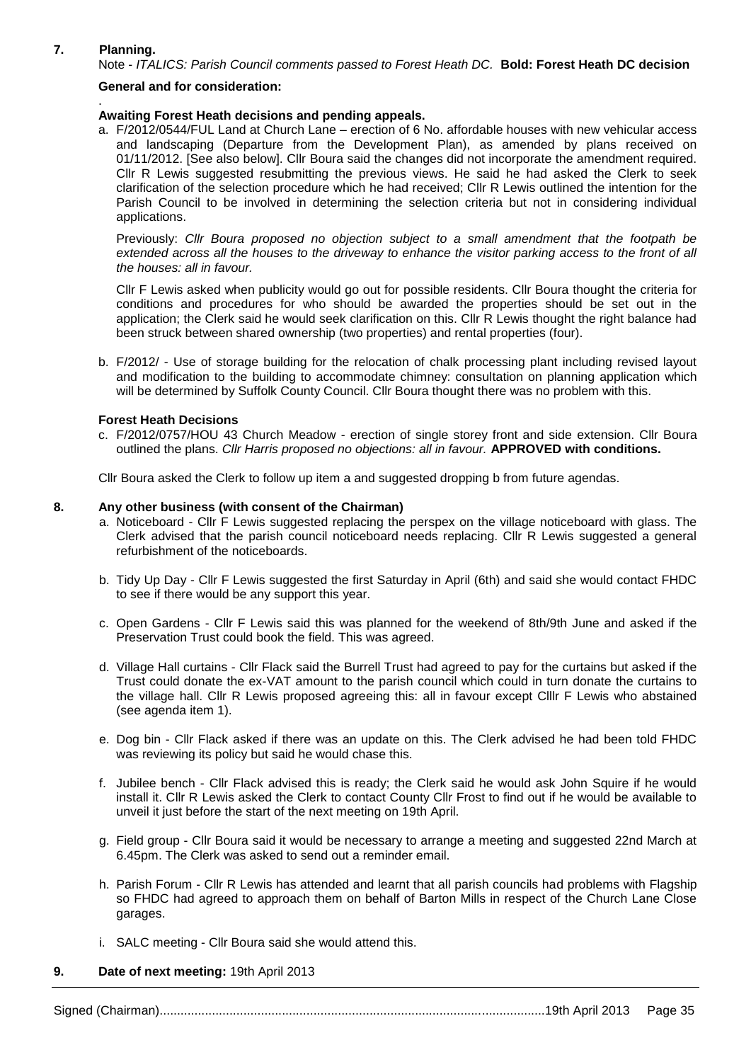## 7. Planning.

Note - *ITALICS: Parish Council comments passed to Forest Heath DC.* **Bold: Forest Heath DC decision**

**General and for consideration:**

.

**Awaiting Forest Heath decisions and pending appeals.**

a. F/2012/0544/FUL Land at Church Lane – erection of 6 No. affordable houses with new vehicular access and landscaping (Departure from the Development Plan), as amended by plans received on 01/11/2012. [See also below]. Cllr Boura said the changes did not incorporate the amendment required. Cllr R Lewis suggested resubmitting the previous views. He said he had asked the Clerk to seek clarification of the selection procedure which he had received; Cllr R Lewis outlined the intention for the Parish Council to be involved in determining the selection criteria but not in considering individual applications.

   Previously: *Cllr Boura proposed no objection subject to a small amendment that the footpath be extended across all the houses to the driveway to enhance the visitor parking access to the front of all the houses: all in favour.*

   Cllr F Lewis asked when publicity would go out for possible residents. Cllr Boura thought the criteria for conditions and procedures for who should be awarded the properties should be set out in the application; the Clerk said he would seek clarification on this. Cllr R Lewis thought the right balance had been struck between shared ownership (two properties) and rental properties (four).

b. F/2012/ - Use of storage building for the relocation of chalk processing plant including revised layout and modification to the building to accommodate chimney: consultation on planning application which will be determined by Suffolk County Council. Cllr Boura thought there was no problem with this.

**Forest Heath Decisions**

c. F/2012/0757/HOU 43 Church Meadow - erection of single storey front and side extension. Cllr Boura outlined the plans. *Cllr Harris proposed no objections: all in favour.* **APPROVED with conditions.**

Cllr Boura asked the Clerk to follow up item a and suggested dropping b from future agendas.

## 8. Any other business (with consent of the Chairman)

a. Noticeboard - Cllr F Lewis suggested replacing the perspex on the village noticeboard with glass. The Clerk advised that the parish council noticeboard needs replacing. Cllr R Lewis suggested a general refurbishment of the noticeboards.

b. Tidy Up Day - Cllr F Lewis suggested the first Saturday in April (6th) and said she would contact FHDC to see if there would be any support this year.

c. Open Gardens - Cllr F Lewis said this was planned for the weekend of 8th/9th June and asked if the Preservation Trust could book the field. This was agreed.

d. Village Hall curtains - Cllr Flack said the Burrell Trust had agreed to pay for the curtains but asked if the Trust could donate the ex-VAT amount to the parish council which could in turn donate the curtains to the village hall. Cllr R Lewis proposed agreeing this: all in favour except Clllr F Lewis who abstained (see agenda item 1).

e. Dog bin - Cllr Flack asked if there was an update on this. The Clerk advised he had been told FHDC was reviewing its policy but said he would chase this.

f. Jubilee bench - Cllr Flack advised this is ready; the Clerk said he would ask John Squire if he would install it. Cllr R Lewis asked the Clerk to contact County Cllr Frost to find out if he would be available to unveil it just before the start of the next meeting on 19th April.

g. Field group - Cllr Boura said it would be necessary to arrange a meeting and suggested 22nd March at 6.45pm. The Clerk was asked to send out a reminder email.

h. Parish Forum - Cllr R Lewis has attended and learnt that all parish councils had problems with Flagship so FHDC had agreed to approach them on behalf of Barton Mills in respect of the Church Lane Close garages.

i. SALC meeting - Cllr Boura said she would attend this.

## 9. Date of next meeting: 19th April 2013

Signed (Chairman)............................................................................................................19th April 2013